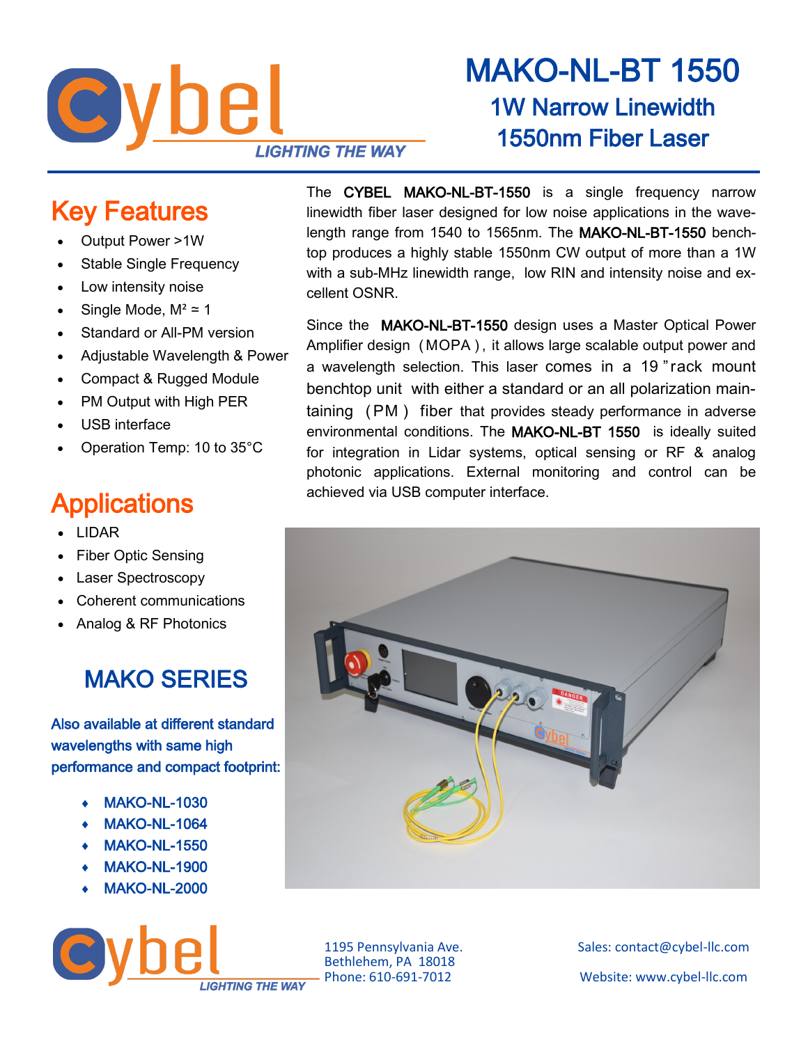# MAKO-NL-BT 1550

## 1W Narrow Linewidth 1550nm Fiber Laser

LIGHTING THE WAY

## Key Features

- Output Power >1W
- Stable Single Frequency
- Low intensity noise
- Single Mode, $M^2 \simeq 1$
- Standard or All-PM version
- Adjustable Wavelength & Power
- Compact & Rugged Module
- PM Output with High PER
- USB interface
- Operation Temp: 10 to 35°C

The CYBEL MAKO-NL-BT-1550 is a single frequency narrow linewidth fiber laser designed for low noise applications in the wavelength range from 1540 to 1565nm. The MAKO-NL-BT-1550 benchtop produces a highly stable 1550nm CW output of more than a 1W with a sub-MHz linewidth range, low RIN and intensity noise and excellent OSNR.

Since the MAKO-NL-BT-1550 design uses a Master Optical Power Amplifier design (MOPA), it allows large scalable output power and a wavelength selection. This laser comes in a 19"rack mount benchtop unit with either a standard or an all polarization maintaining (PM) fiber that provides steady performance in adverse environmental conditions. The MAKO-NL-BT 1550 is ideally suited for integration in Lidar systems, optical sensing or RF & analog photonic applications. External monitoring and control can be achieved via USB computer interface.

## Applications

- LIDAR
- Fiber Optic Sensing
- Laser Spectroscopy
- Coherent communications
- Analog & RF Photonics

## MAKO SERIES

Also available at different standard wavelengths with same high performance and compact footprint:

- MAKO-NL-1030
- MAKO-NL-1064
- MAKO-NL-1550
- MAKO-NL-1900
- MAKO-NL-2000

LIGHTING THE WAY

1195 Pennsylvania Ave.
Bethlehem, PA 18018
Phone: 610-691-7012

Sales: contact@cybel-llc.com

Website: www.cybel-llc.com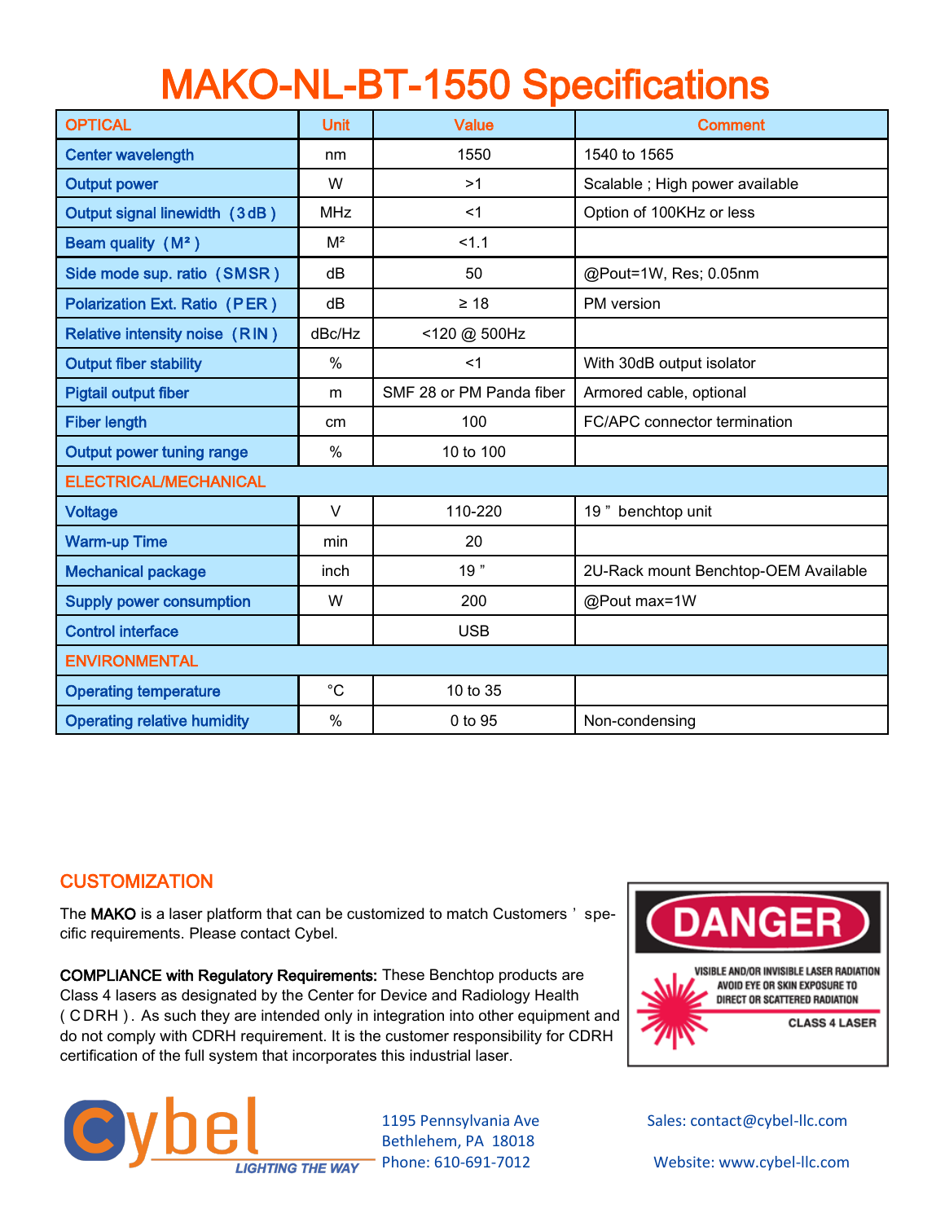# MAKO-NL-BT-1550 Specifications

| OPTICAL | Unit | Value | Comment |
|---|---|---|---|
| Center wavelength | nm | 1550 | 1540 to 1565 |
| Output power | W | >1 | Scalable ; High power available |
| Output signal linewidth (3dB) | MHz | <1 | Option of 100KHz or less |
| Beam quality ($M^2$) | $M^2$ | <1.1 | |
| Side mode sup. ratio (SMSR) | dB | 50 | @Pout=1W, Res; 0.05nm |
| Polarization Ext. Ratio (PER) | dB | ≥ 18 | PM version |
| Relative intensity noise (RIN) | dBc/Hz | <120 @ 500Hz | |
| Output fiber stability | % | <1 | With 30dB output isolator |
| Pigtail output fiber | m | SMF 28 or PM Panda fiber | Armored cable, optional |
| Fiber length | cm | 100 | FC/APC connector termination |
| Output power tuning range | % | 10 to 100 | |
| ELECTRICAL/MECHANICAL | | | |
| Voltage | V | 110-220 | 19" benchtop unit |
| Warm-up Time | min | 20 | |
| Mechanical package | inch | 19" | 2U-Rack mount Benchtop-OEM Available |
| Supply power consumption | W | 200 | @Pout max=1W |
| Control interface | | USB | |
| ENVIRONMENTAL | | | |
| Operating temperature | °C | 10 to 35 | |
| Operating relative humidity | % | 0 to 95 | Non-condensing |

## CUSTOMIZATION

The **MAKO** is a laser platform that can be customized to match Customers' specific requirements. Please contact Cybel.

**COMPLIANCE with Regulatory Requirements:** These Benchtop products are Class 4 lasers as designated by the Center for Device and Radiology Health (CDRH). As such they are intended only in integration into other equipment and do not comply with CDRH requirement. It is the customer responsibility for CDRH certification of the full system that incorporates this industrial laser.

DANGER

VISIBLE AND/OR INVISIBLE LASER RADIATION
AVOID EYE OR SKIN EXPOSURE TO DIRECT OR SCATTERED RADIATION

CLASS 4 LASER

Cybel — LIGHTING THE WAY

1195 Pennsylvania Ave
Bethlehem, PA 18018
Phone: 610-691-7012

Sales: contact@cybel-llc.com

Website: www.cybel-llc.com